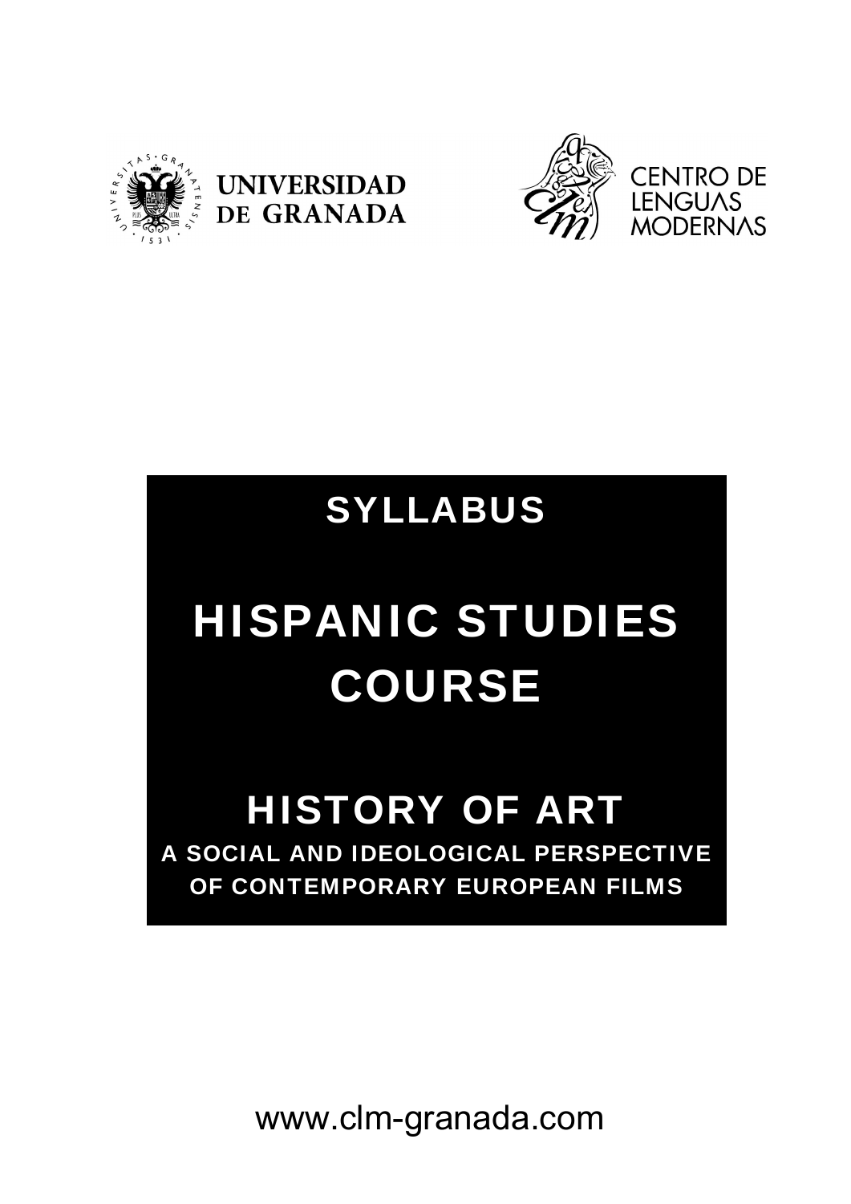UNIVERSIDAD DE GRANADA

CENTRO DE LENGUAS MODERNAS

# SYLLABUS

# HISPANIC STUDIES COURSE

## HISTORY OF ART

### A SOCIAL AND IDEOLOGICAL PERSPECTIVE OF CONTEMPORARY EUROPEAN FILMS

www.clm-granada.com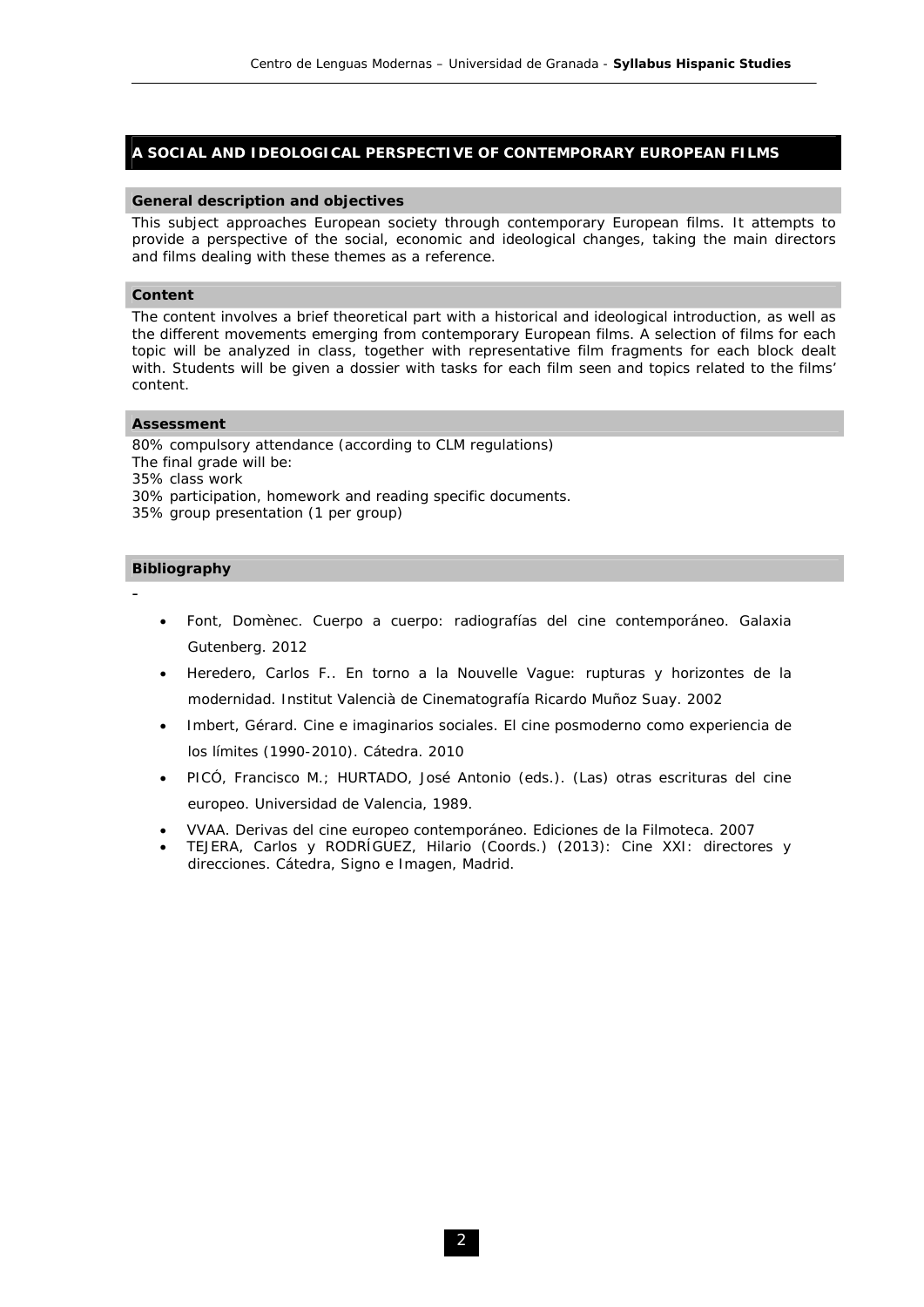## A SOCIAL AND IDEOLOGICAL PERSPECTIVE OF CONTEMPORARY EUROPEAN FILMS

### General description and objectives

This subject approaches European society through contemporary European films. It attempts to provide a perspective of the social, economic and ideological changes, taking the main directors and films dealing with these themes as a reference.

### Content

The content involves a brief theoretical part with a historical and ideological introduction, as well as the different movements emerging from contemporary European films. A selection of films for each topic will be analyzed in class, together with representative film fragments for each block dealt with. Students will be given a dossier with tasks for each film seen and topics related to the films' content.

### Assessment

80% compulsory attendance (according to CLM regulations)
The final grade will be:
35% class work
30% participation, homework and reading specific documents.
35% group presentation (1 per group)

### Bibliography

-

- Font, Domènec. Cuerpo a cuerpo: radiografías del cine contemporáneo. Galaxia Gutenberg. 2012
- Heredero, Carlos F.. En torno a la Nouvelle Vague: rupturas y horizontes de la modernidad. Institut Valencià de Cinematografía Ricardo Muñoz Suay. 2002
- Imbert, Gérard. Cine e imaginarios sociales. El cine posmoderno como experiencia de los límites (1990-2010). Cátedra. 2010
- PICÓ, Francisco M.; HURTADO, José Antonio (eds.). (Las) otras escrituras del cine europeo. Universidad de Valencia, 1989.
- VVAA. Derivas del cine europeo contemporáneo. Ediciones de la Filmoteca. 2007
- TEJERA, Carlos y RODRÍGUEZ, Hilario (Coords.) (2013): Cine XXI: directores y direcciones. Cátedra, Signo e Imagen, Madrid.